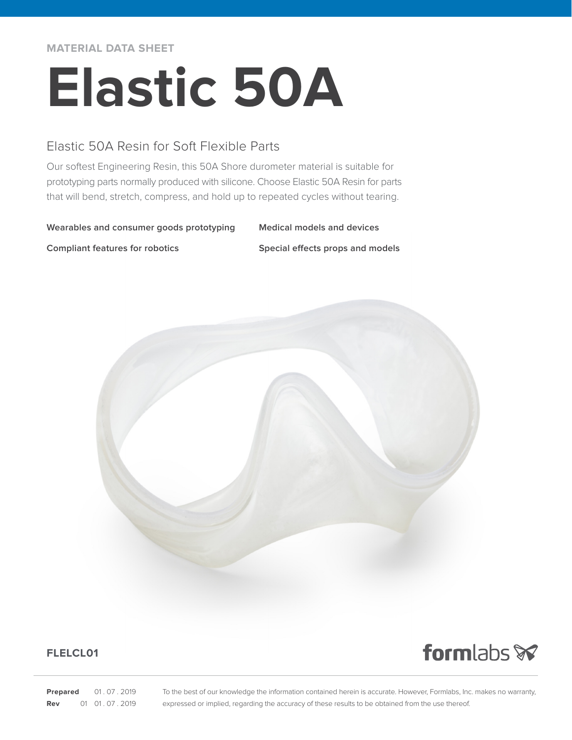MATERIAL DATA SHEET

# Elastic 50A

## Elastic 50A Resin for Soft Flexible Parts

Our softest Engineering Resin, this 50A Shore durometer material is suitable for prototyping parts normally produced with silicone. Choose Elastic 50A Resin for parts that will bend, stretch, compress, and hold up to repeated cycles without tearing.

**Wearables and consumer goods prototyping**

**Medical models and devices**

**Compliant features for robotics**

**Special effects props and models**

**FLELCL01**

formlabs

**Prepared** 01 . 07 . 2019
**Rev** 01 01 . 07 . 2019

To the best of our knowledge the information contained herein is accurate. However, Formlabs, Inc. makes no warranty, expressed or implied, regarding the accuracy of these results to be obtained from the use thereof.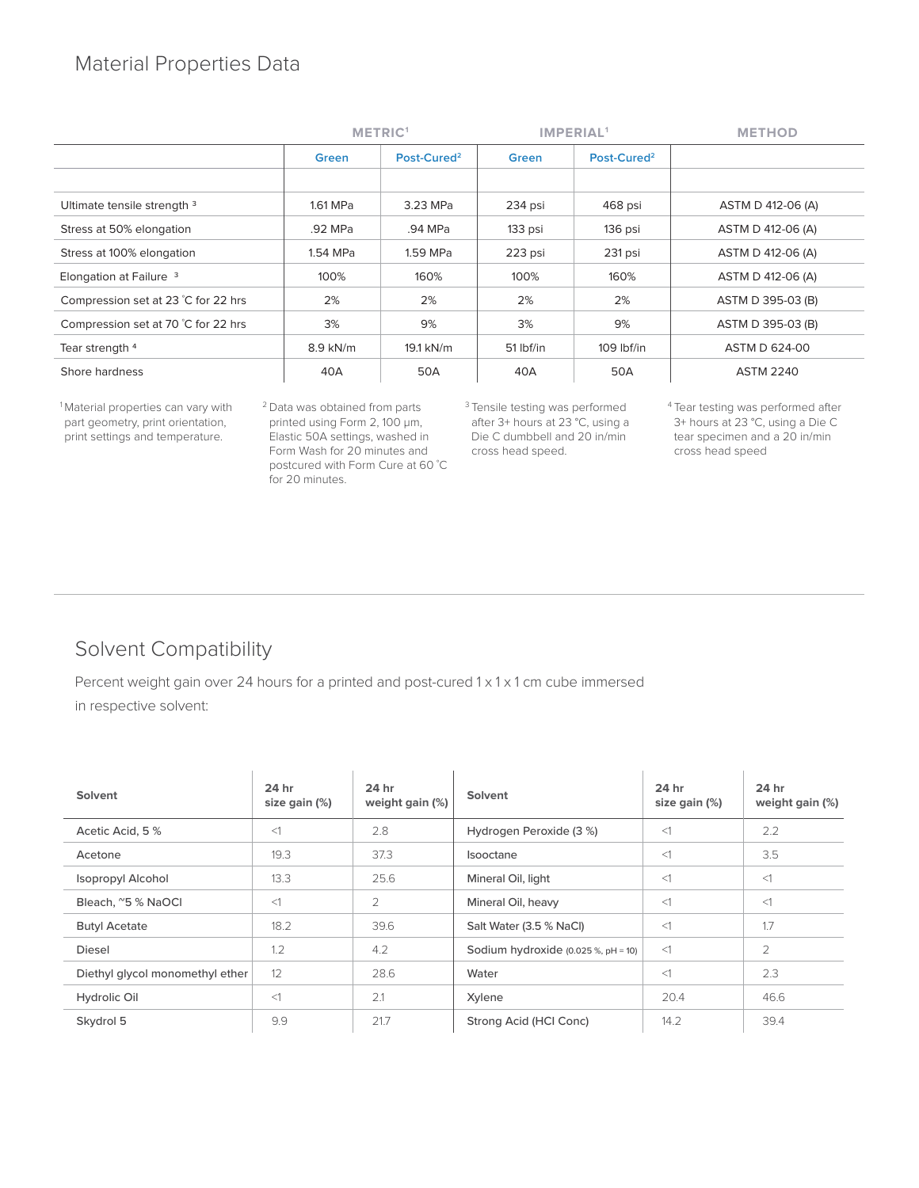## Material Properties Data

| | METRIC[1] | | IMPERIAL[1] | | METHOD |
|---|---|---|---|---|---|
| | Green | Post-Cured[2] | Green | Post-Cured[2] | |
| Ultimate tensile strength [3] | 1.61 MPa | 3.23 MPa | 234 psi | 468 psi | ASTM D 412-06 (A) |
| Stress at 50% elongation | .92 MPa | .94 MPa | 133 psi | 136 psi | ASTM D 412-06 (A) |
| Stress at 100% elongation | 1.54 MPa | 1.59 MPa | 223 psi | 231 psi | ASTM D 412-06 (A) |
| Elongation at Failure [3] | 100% | 160% | 100% | 160% | ASTM D 412-06 (A) |
| Compression set at 23 °C for 22 hrs | 2% | 2% | 2% | 2% | ASTM D 395-03 (B) |
| Compression set at 70 °C for 22 hrs | 3% | 9% | 3% | 9% | ASTM D 395-03 (B) |
| Tear strength [4] | 8.9 kN/m | 19.1 kN/m | 51 lbf/in | 109 lbf/in | ASTM D 624-00 |
| Shore hardness | 40A | 50A | 40A | 50A | ASTM 2240 |

[1] Material properties can vary with part geometry, print orientation, print settings and temperature.

[2] Data was obtained from parts printed using Form 2, 100 µm, Elastic 50A settings, washed in Form Wash for 20 minutes and postcured with Form Cure at 60 °C for 20 minutes.

[3] Tensile testing was performed after 3+ hours at 23 °C, using a Die C dumbbell and 20 in/min cross head speed.

[4] Tear testing was performed after 3+ hours at 23 °C, using a Die C tear specimen and a 20 in/min cross head speed

## Solvent Compatibility

Percent weight gain over 24 hours for a printed and post-cured 1 x 1 x 1 cm cube immersed in respective solvent:

| Solvent | 24 hr size gain (%) | 24 hr weight gain (%) | Solvent | 24 hr size gain (%) | 24 hr weight gain (%) |
|---|---|---|---|---|---|
| Acetic Acid, 5 % | <1 | 2.8 | Hydrogen Peroxide (3 %) | <1 | 2.2 |
| Acetone | 19.3 | 37.3 | Isooctane | <1 | 3.5 |
| Isopropyl Alcohol | 13.3 | 25.6 | Mineral Oil, light | <1 | <1 |
| Bleach, ~5 % NaOCl | <1 | 2 | Mineral Oil, heavy | <1 | <1 |
| Butyl Acetate | 18.2 | 39.6 | Salt Water (3.5 % NaCl) | <1 | 1.7 |
| Diesel | 1.2 | 4.2 | Sodium hydroxide (0.025 %, pH = 10) | <1 | 2 |
| Diethyl glycol monomethyl ether | 12 | 28.6 | Water | <1 | 2.3 |
| Hydrolic Oil | <1 | 2.1 | Xylene | 20.4 | 46.6 |
| Skydrol 5 | 9.9 | 21.7 | Strong Acid (HCl Conc) | 14.2 | 39.4 |